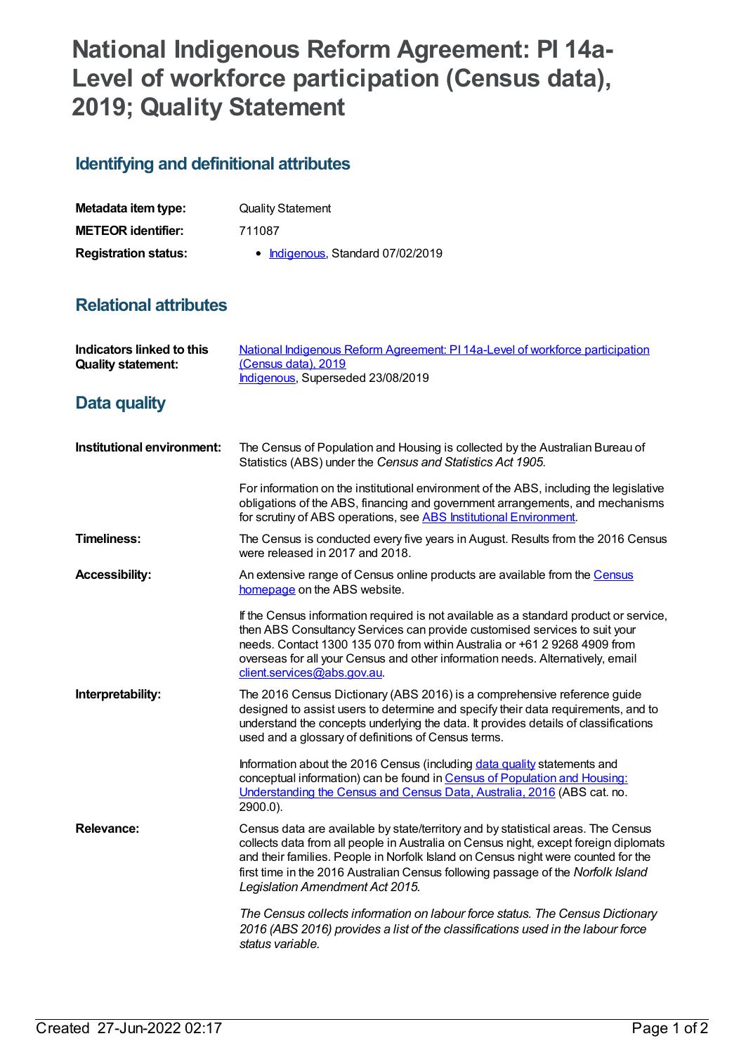# National Indigenous Reform Agreement: PI 14a-Level of workforce participation (Census data), 2019; Quality Statement

## Identifying and definitional attributes

| | |
|---|---|
| **Metadata item type:** | Quality Statement |
| **METEOR identifier:** | 711087 |
| **Registration status:** | • Indigenous, Standard 07/02/2019 |

## Relational attributes

| | |
|---|---|
| **Indicators linked to this Quality statement:** | National Indigenous Reform Agreement: PI 14a-Level of workforce participation (Census data), 2019<br>Indigenous, Superseded 23/08/2019 |

## Data quality

**Institutional environment:**

The Census of Population and Housing is collected by the Australian Bureau of Statistics (ABS) under the *Census and Statistics Act 1905*.

For information on the institutional environment of the ABS, including the legislative obligations of the ABS, financing and government arrangements, and mechanisms for scrutiny of ABS operations, see ABS Institutional Environment.

**Timeliness:**

The Census is conducted every five years in August. Results from the 2016 Census were released in 2017 and 2018.

**Accessibility:**

An extensive range of Census online products are available from the Census homepage on the ABS website.

If the Census information required is not available as a standard product or service, then ABS Consultancy Services can provide customised services to suit your needs. Contact 1300 135 070 from within Australia or +61 2 9268 4909 from overseas for all your Census and other information needs. Alternatively, email client.services@abs.gov.au.

**Interpretability:**

The 2016 Census Dictionary (ABS 2016) is a comprehensive reference guide designed to assist users to determine and specify their data requirements, and to understand the concepts underlying the data. It provides details of classifications used and a glossary of definitions of Census terms.

Information about the 2016 Census (including data quality statements and conceptual information) can be found in Census of Population and Housing: Understanding the Census and Census Data, Australia, 2016 (ABS cat. no. 2900.0).

**Relevance:**

Census data are available by state/territory and by statistical areas. The Census collects data from all people in Australia on Census night, except foreign diplomats and their families. People in Norfolk Island on Census night were counted for the first time in the 2016 Australian Census following passage of the *Norfolk Island Legislation Amendment Act 2015*.

*The Census collects information on labour force status. The Census Dictionary 2016 (ABS 2016) provides a list of the classifications used in the labour force status variable.*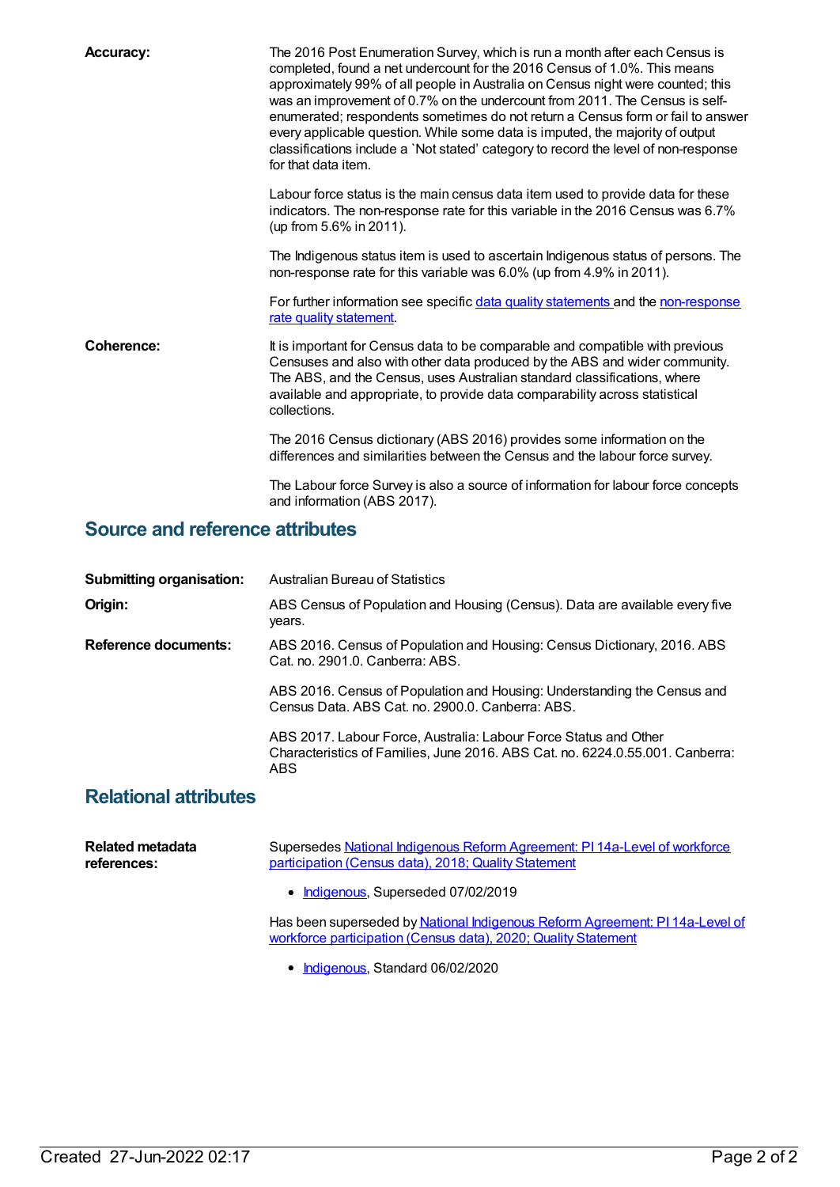**Accuracy:**

The 2016 Post Enumeration Survey, which is run a month after each Census is completed, found a net undercount for the 2016 Census of 1.0%. This means approximately 99% of all people in Australia on Census night were counted; this was an improvement of 0.7% on the undercount from 2011. The Census is self-enumerated; respondents sometimes do not return a Census form or fail to answer every applicable question. While some data is imputed, the majority of output classifications include a `Not stated' category to record the level of non-response for that data item.

Labour force status is the main census data item used to provide data for these indicators. The non-response rate for this variable in the 2016 Census was 6.7% (up from 5.6% in 2011).

The Indigenous status item is used to ascertain Indigenous status of persons. The non-response rate for this variable was 6.0% (up from 4.9% in 2011).

For further information see specific data quality statements and the non-response rate quality statement.

**Coherence:**

It is important for Census data to be comparable and compatible with previous Censuses and also with other data produced by the ABS and wider community. The ABS, and the Census, uses Australian standard classifications, where available and appropriate, to provide data comparability across statistical collections.

The 2016 Census dictionary (ABS 2016) provides some information on the differences and similarities between the Census and the labour force survey.

The Labour force Survey is also a source of information for labour force concepts and information (ABS 2017).

## Source and reference attributes

**Submitting organisation:** Australian Bureau of Statistics

**Origin:** ABS Census of Population and Housing (Census). Data are available every five years.

**Reference documents:**

ABS 2016. Census of Population and Housing: Census Dictionary, 2016. ABS Cat. no. 2901.0. Canberra: ABS.

ABS 2016. Census of Population and Housing: Understanding the Census and Census Data. ABS Cat. no. 2900.0. Canberra: ABS.

ABS 2017. Labour Force, Australia: Labour Force Status and Other Characteristics of Families, June 2016. ABS Cat. no. 6224.0.55.001. Canberra: ABS

## Relational attributes

**Related metadata references:**

Supersedes National Indigenous Reform Agreement: PI 14a-Level of workforce participation (Census data), 2018; Quality Statement

- Indigenous, Superseded 07/02/2019

Has been superseded by National Indigenous Reform Agreement: PI 14a-Level of workforce participation (Census data), 2020; Quality Statement

- Indigenous, Standard 06/02/2020